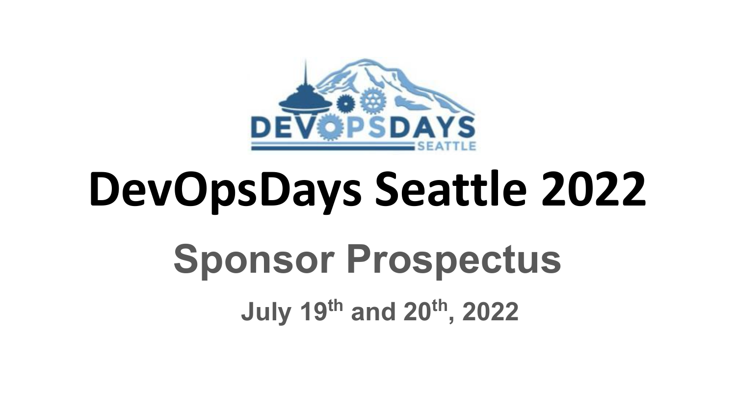# DevOpsDays Seattle 2022

## Sponsor Prospectus

**July 19th and 20th, 2022**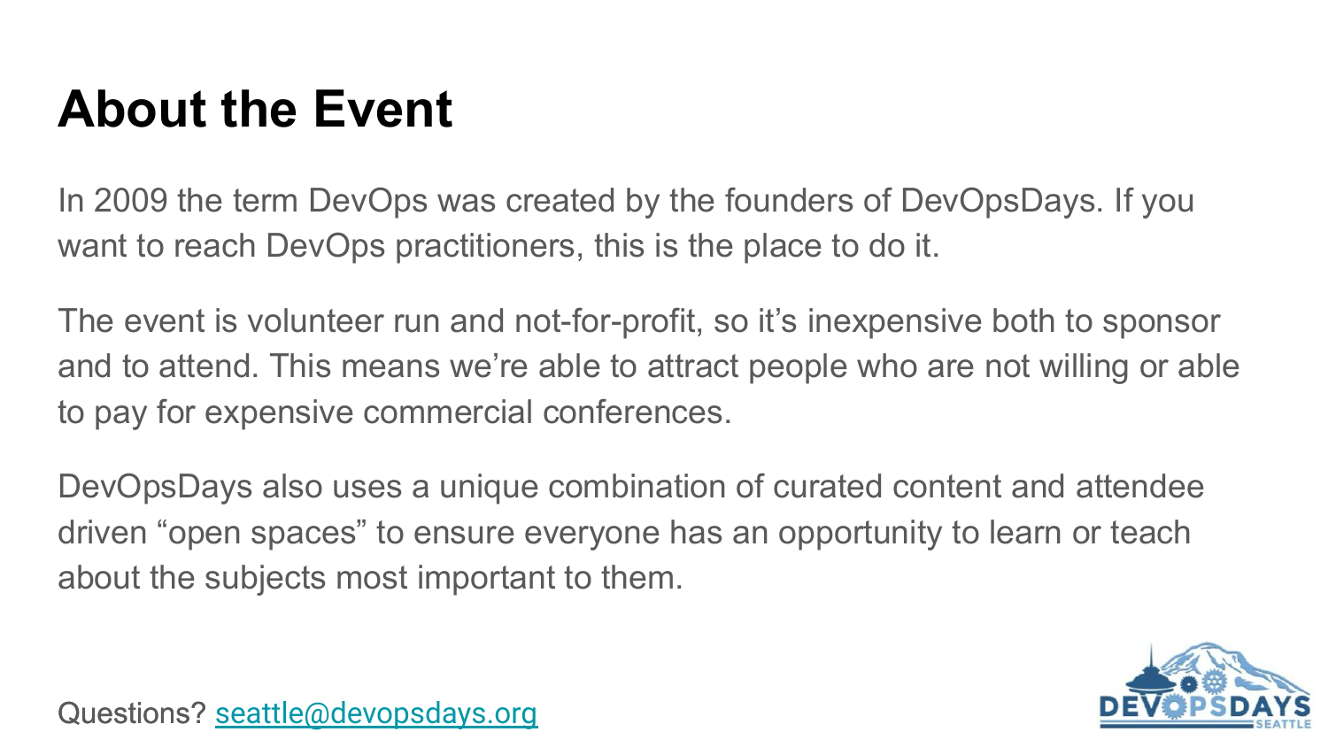# About the Event

In 2009 the term DevOps was created by the founders of DevOpsDays. If you want to reach DevOps practitioners, this is the place to do it.

The event is volunteer run and not-for-profit, so it's inexpensive both to sponsor and to attend. This means we're able to attract people who are not willing or able to pay for expensive commercial conferences.

DevOpsDays also uses a unique combination of curated content and attendee driven "open spaces" to ensure everyone has an opportunity to learn or teach about the subjects most important to them.

Questions? [seattle@devopsdays.org](mailto:seattle@devopsdays.org)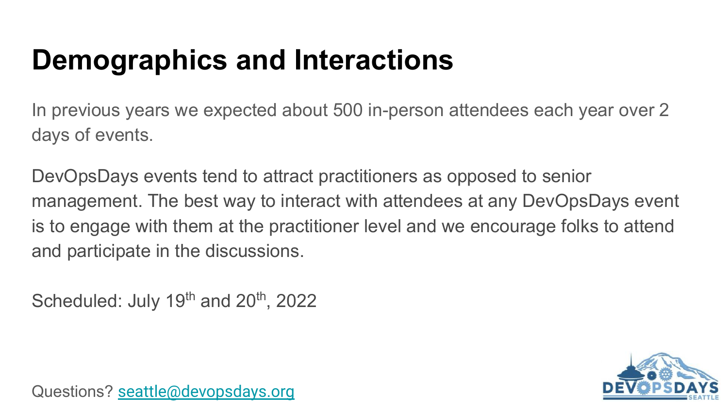# Demographics and Interactions

In previous years we expected about 500 in-person attendees each year over 2 days of events.

DevOpsDays events tend to attract practitioners as opposed to senior management. The best way to interact with attendees at any DevOpsDays event is to engage with them at the practitioner level and we encourage folks to attend and participate in the discussions.

Scheduled: July 19th and 20th, 2022

Questions? [seattle@devopsdays.org](mailto:seattle@devopsdays.org)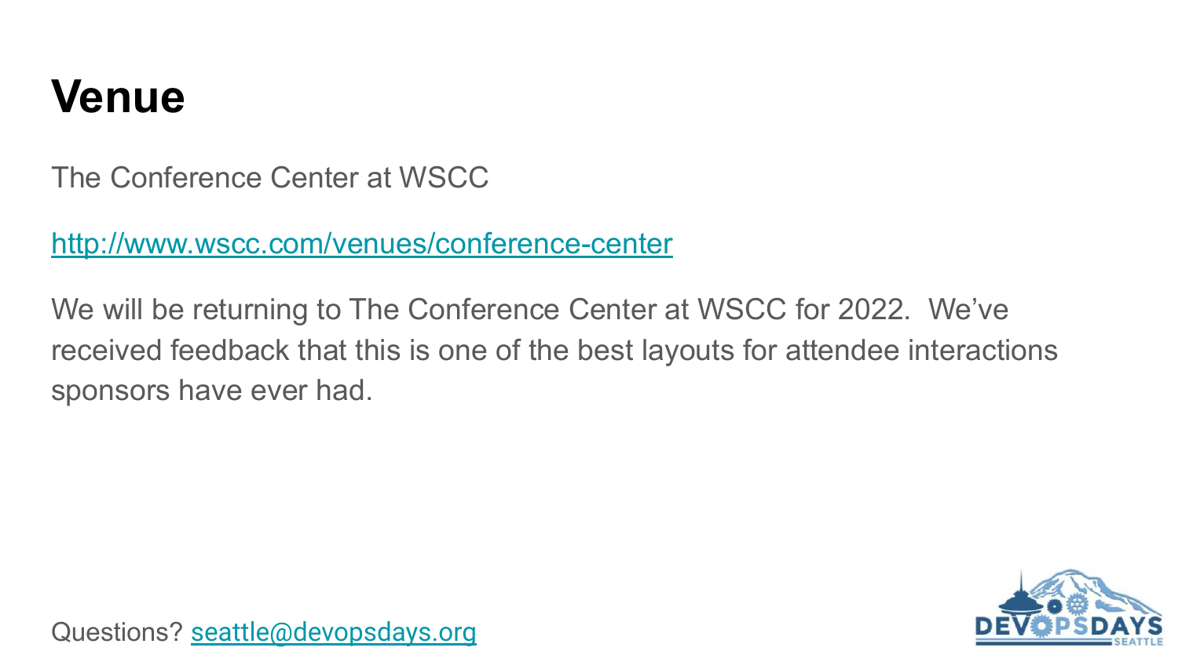# Venue

The Conference Center at WSCC

http://www.wscc.com/venues/conference-center

We will be returning to The Conference Center at WSCC for 2022. We've received feedback that this is one of the best layouts for attendee interactions sponsors have ever had.

Questions? seattle@devopsdays.org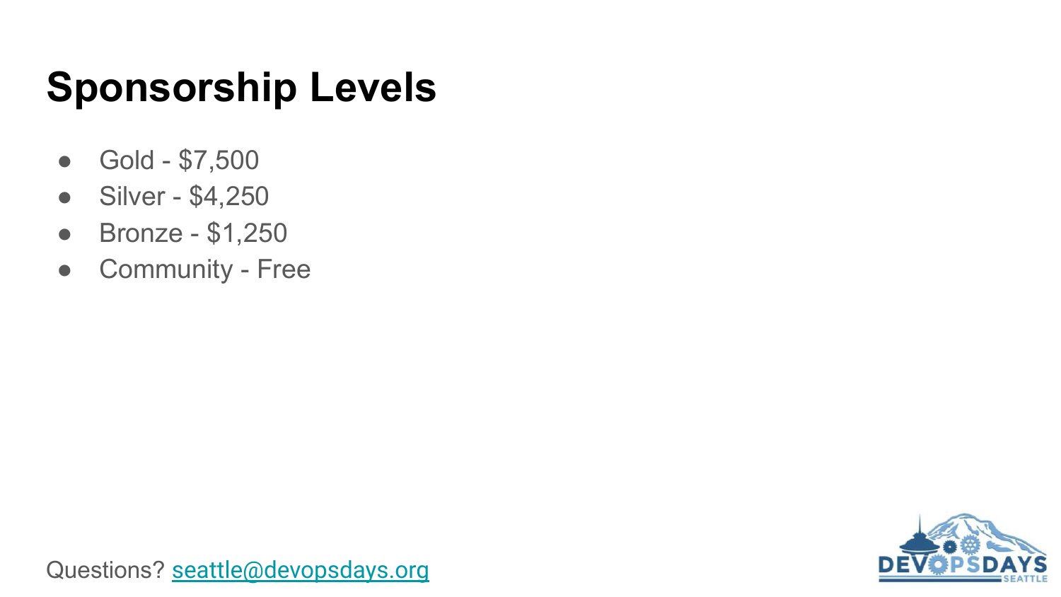# Sponsorship Levels

- Gold - $7,500
- Silver - $4,250
- Bronze - $1,250
- Community - Free

Questions? seattle@devopsdays.org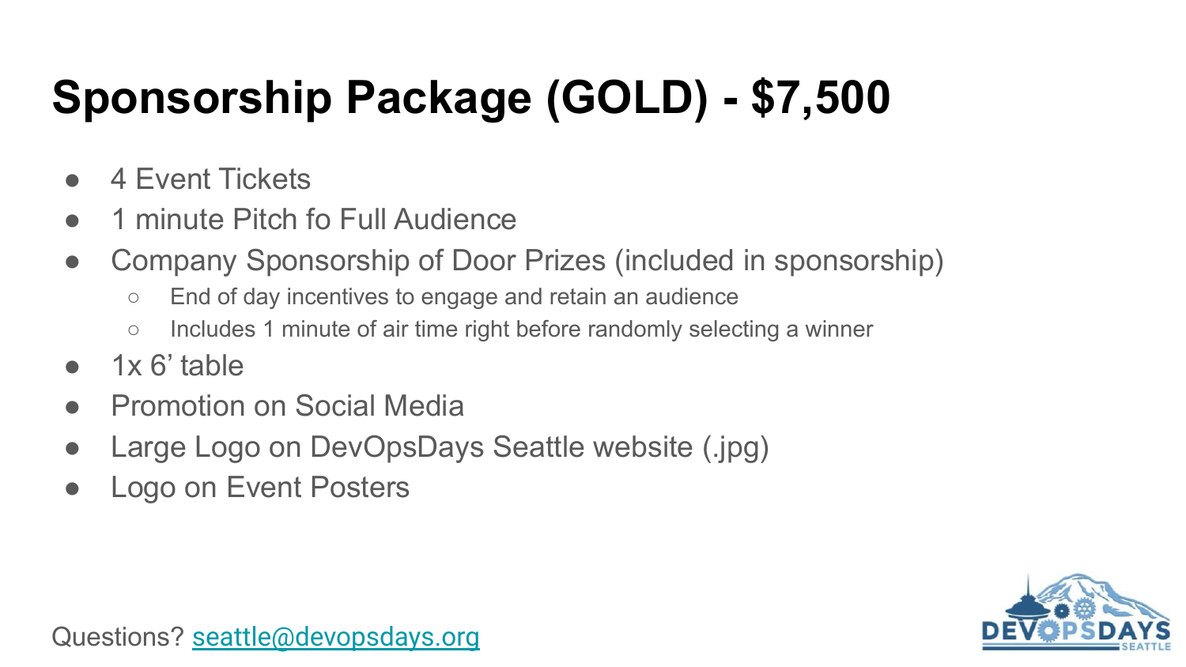# Sponsorship Package (GOLD) - $7,500

- 4 Event Tickets
- 1 minute Pitch fo Full Audience
- Company Sponsorship of Door Prizes (included in sponsorship)
  - End of day incentives to engage and retain an audience
  - Includes 1 minute of air time right before randomly selecting a winner
- 1x 6' table
- Promotion on Social Media
- Large Logo on DevOpsDays Seattle website (.jpg)
- Logo on Event Posters

Questions? seattle@devopsdays.org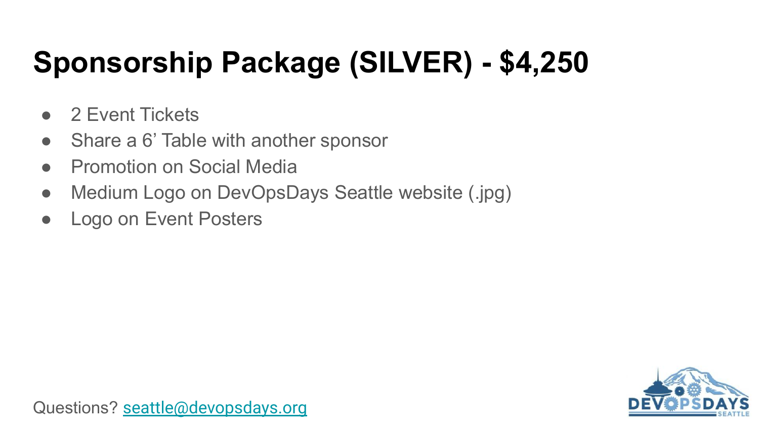# Sponsorship Package (SILVER) - $4,250

- 2 Event Tickets
- Share a 6' Table with another sponsor
- Promotion on Social Media
- Medium Logo on DevOpsDays Seattle website (.jpg)
- Logo on Event Posters

Questions? seattle@devopsdays.org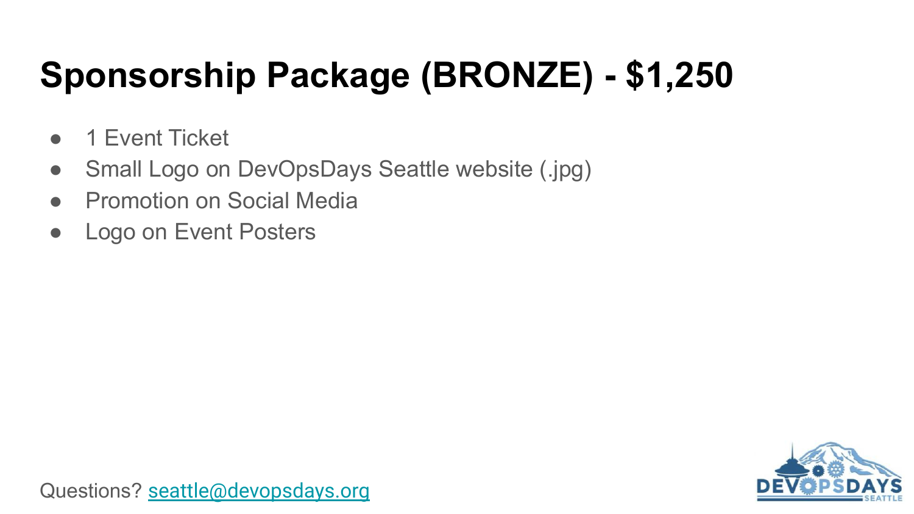# Sponsorship Package (BRONZE) - $1,250

- 1 Event Ticket
- Small Logo on DevOpsDays Seattle website (.jpg)
- Promotion on Social Media
- Logo on Event Posters

Questions? [seattle@devopsdays.org](mailto:seattle@devopsdays.org)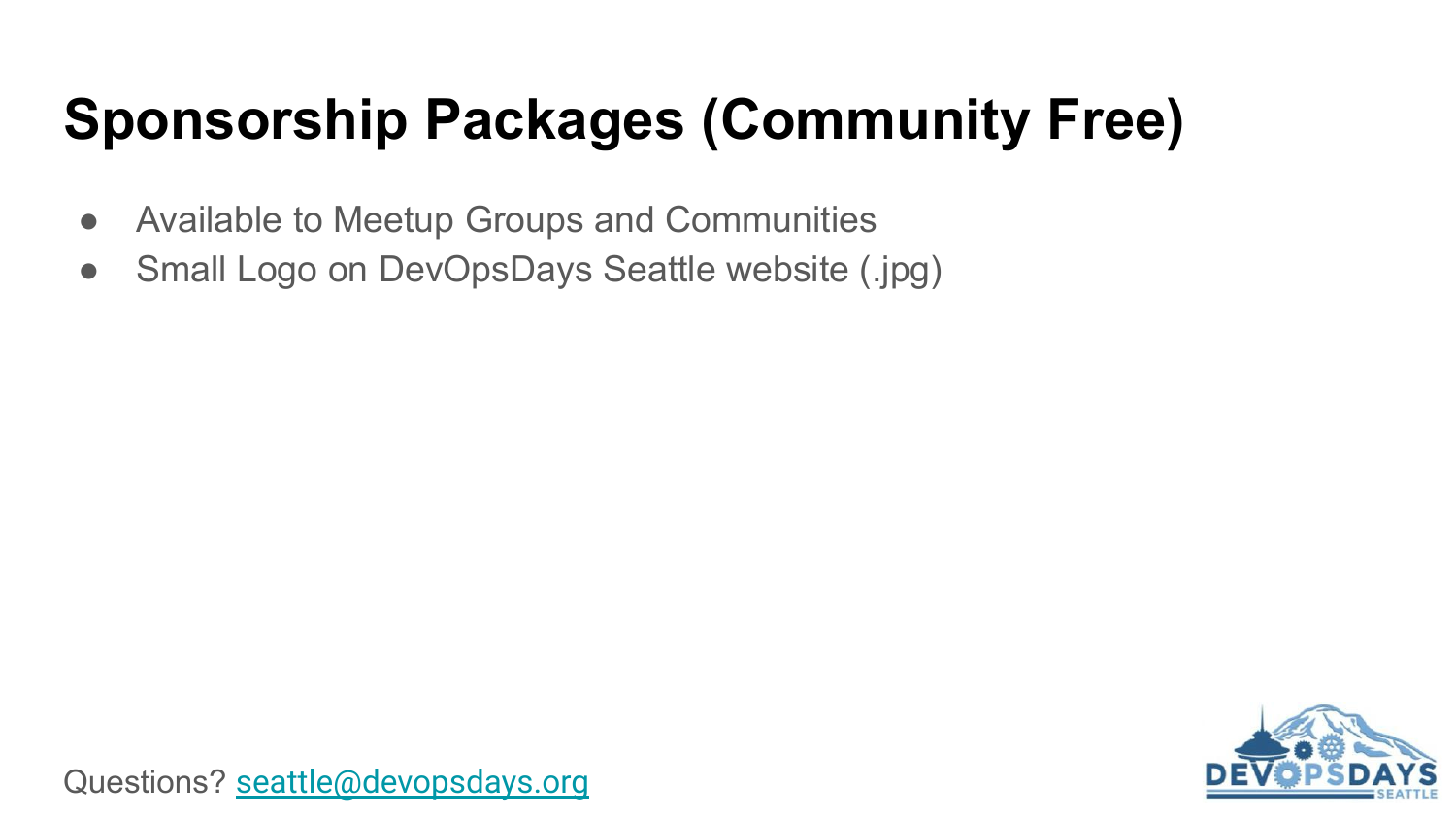# Sponsorship Packages (Community Free)

- Available to Meetup Groups and Communities
- Small Logo on DevOpsDays Seattle website (.jpg)

Questions? seattle@devopsdays.org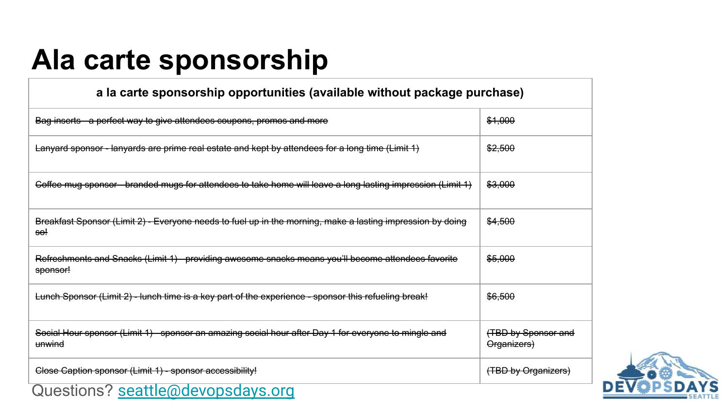# Ala carte sponsorship

| a la carte sponsorship opportunities (available without package purchase) | |
|---|---|
| ~~Bag inserts - a perfect way to give attendees coupons, promos and more~~ | ~~$1,000~~ |
| ~~Lanyard sponsor - lanyards are prime real estate and kept by attendees for a long time (Limit 1)~~ | ~~$2,500~~ |
| ~~Coffee mug sponsor - branded mugs for attendees to take home will leave a long lasting impression (Limit 1)~~ | ~~$3,000~~ |
| ~~Breakfast Sponsor (Limit 2) - Everyone needs to fuel up in the morning, make a lasting impression by doing so!~~ | ~~$4,500~~ |
| ~~Refreshments and Snacks (Limit 1) - providing awesome snacks means you'll become attendees favorite sponsor!~~ | ~~$5,000~~ |
| ~~Lunch Sponsor (Limit 2) - lunch time is a key part of the experience - sponsor this refueling break!~~ | ~~$6,500~~ |
| ~~Social Hour sponsor (Limit 1) - sponsor an amazing social hour after Day 1 for everyone to mingle and unwind~~ | ~~(TBD by Sponsor and Organizers)~~ |
| ~~Close Caption sponsor (Limit 1) - sponsor accessibility!~~ | ~~(TBD by Organizers)~~ |

Questions? [seattle@devopsdays.org](mailto:seattle@devopsdays.org)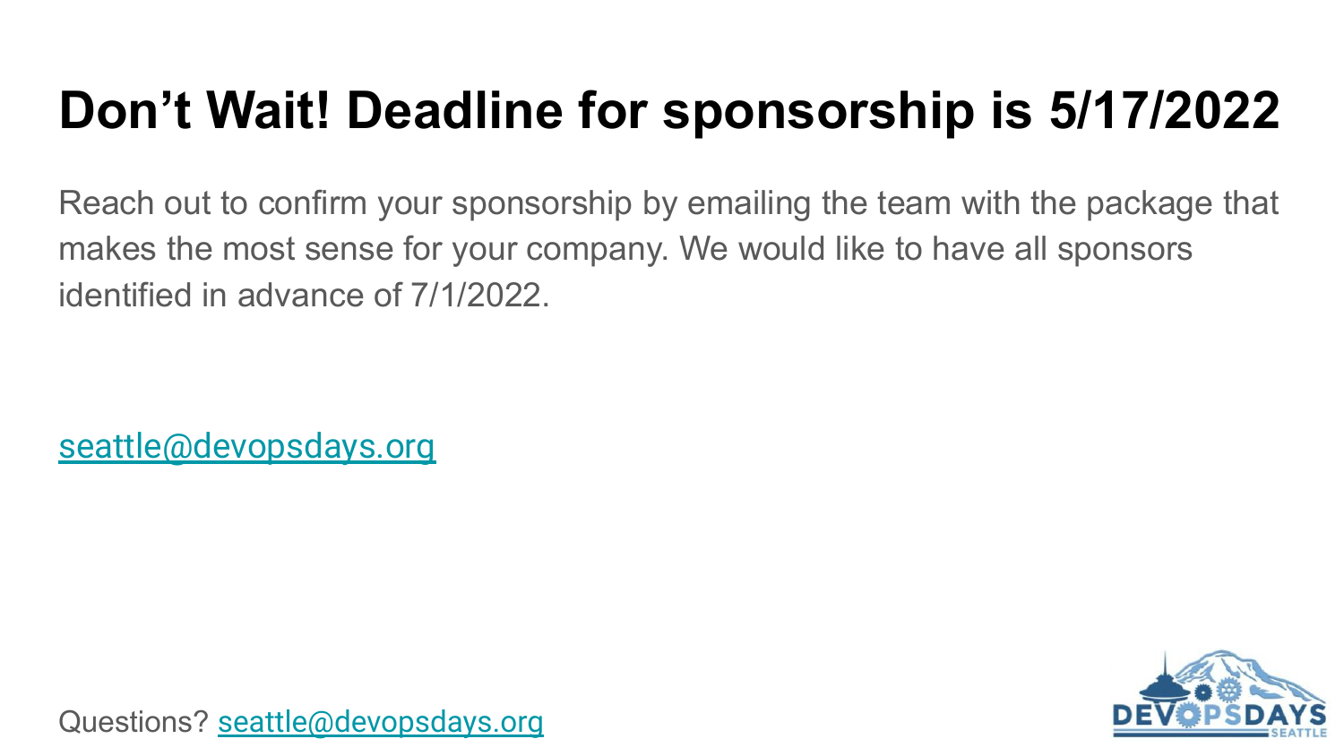# Don't Wait! Deadline for sponsorship is 5/17/2022

Reach out to confirm your sponsorship by emailing the team with the package that makes the most sense for your company. We would like to have all sponsors identified in advance of 7/1/2022.

seattle@devopsdays.org

Questions? seattle@devopsdays.org